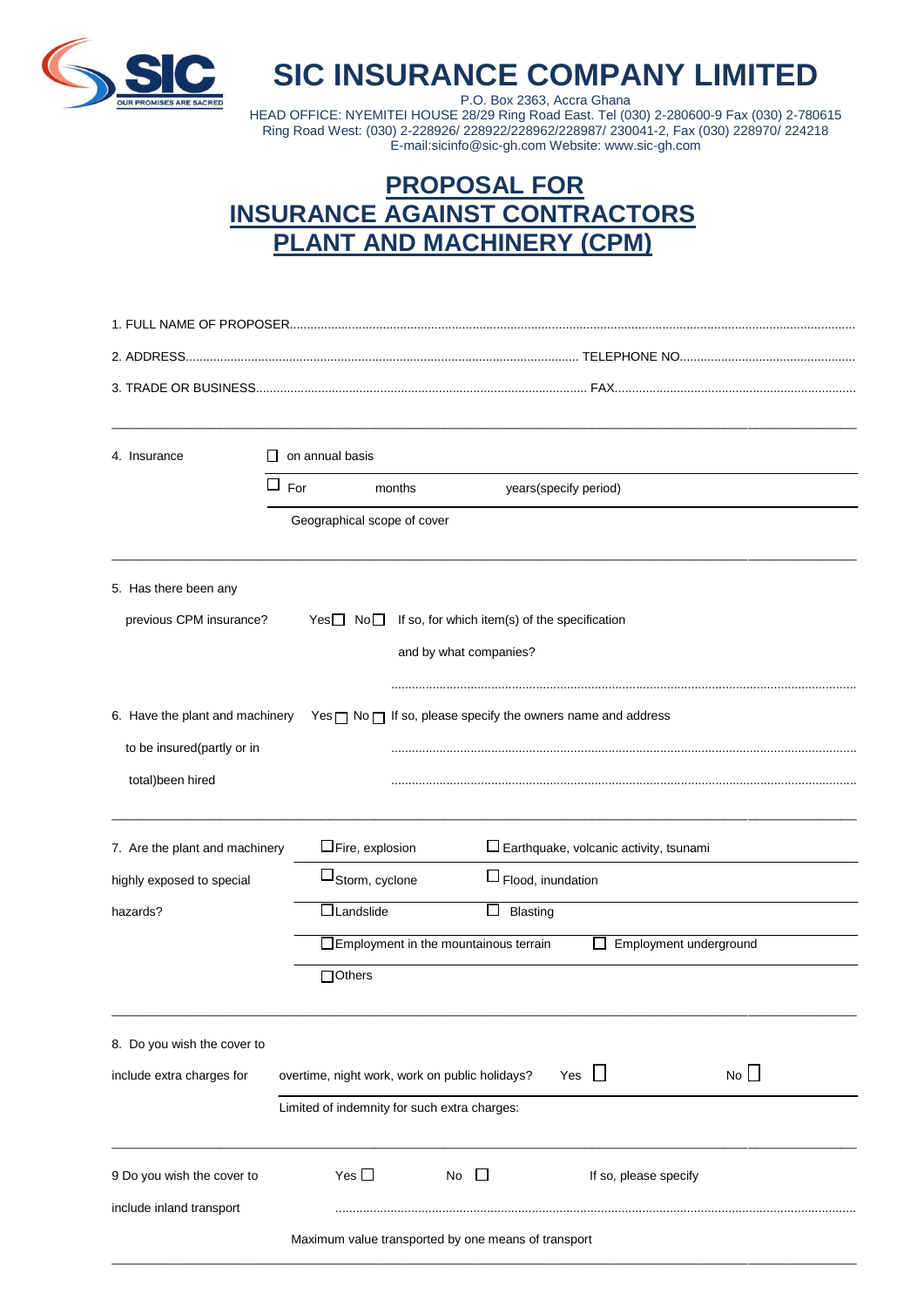# SIC INSURANCE COMPANY LIMITED

P.O. Box 2363, Accra Ghana
HEAD OFFICE: NYEMITEI HOUSE 28/29 Ring Road East. Tel (030) 2-280600-9 Fax (030) 2-780615
Ring Road West: (030) 2-228926/ 228922/228962/228987/ 230041-2, Fax (030) 228970/ 224218
E-mail:sicinfo@sic-gh.com Website: www.sic-gh.com

## PROPOSAL FOR INSURANCE AGAINST CONTRACTORS PLANT AND MACHINERY (CPM)

1. FULL NAME OF PROPOSER.............................................................................................................

2. ADDRESS.................................................................................... TELEPHONE NO.........................................

3. TRADE OR BUSINESS................................................................................ FAX...................................................

---

4. Insurance ☐ on annual basis

☐ For months years(specify period)

Geographical scope of cover

---

5. Has there been any previous CPM insurance? Yes☐ No☐ If so, for which item(s) of the specification and by what companies?

.............................................................................................................................

6. Have the plant and machinery to be insured(partly or in total)been hired Yes☐ No☐ If so, please specify the owners name and address

.............................................................................................................................

.............................................................................................................................

---

7. Are the plant and machinery highly exposed to special hazards?

☐Fire, explosion ☐Earthquake, volcanic activity, tsunami

☐Storm, cyclone ☐Flood, inundation

☐Landslide ☐ Blasting

☐Employment in the mountainous terrain ☐ Employment underground

☐Others

---

8. Do you wish the cover to include extra charges for overtime, night work, work on public holidays? Yes ☐ No ☐

Limited of indemnity for such extra charges:

---

9 Do you wish the cover to include inland transport Yes ☐ No ☐ If so, please specify

.............................................................................................................................

Maximum value transported by one means of transport

---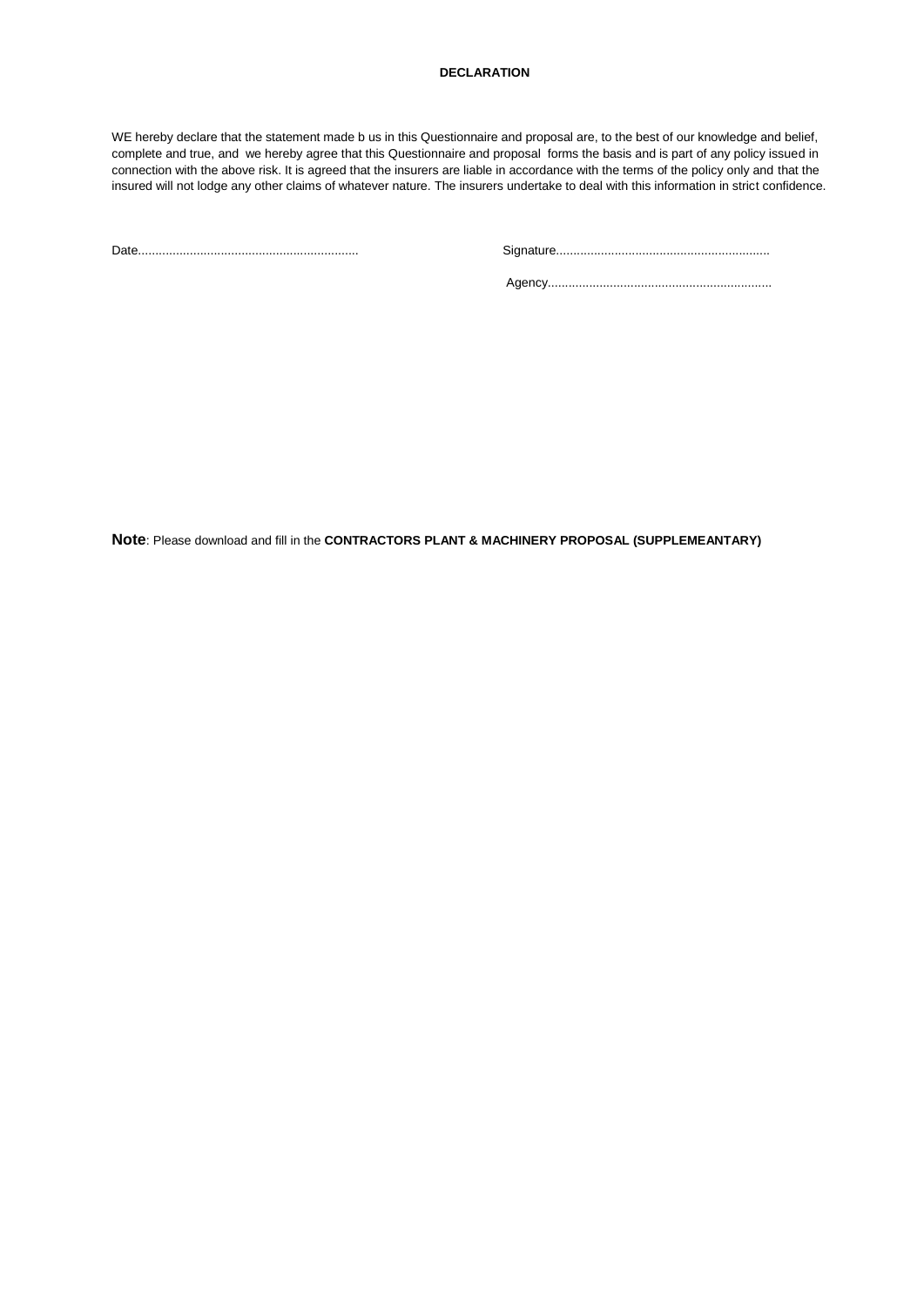## DECLARATION

WE hereby declare that the statement made b us in this Questionnaire and proposal are, to the best of our knowledge and belief, complete and true, and we hereby agree that this Questionnaire and proposal forms the basis and is part of any policy issued in connection with the above risk. It is agreed that the insurers are liable in accordance with the terms of the policy only and that the insured will not lodge any other claims of whatever nature. The insurers undertake to deal with this information in strict confidence.

Date................................................................ Signature..............................................................

Agency.................................................................

**Note**: Please download and fill in the **CONTRACTORS PLANT & MACHINERY PROPOSAL (SUPPLEMEANTARY)**